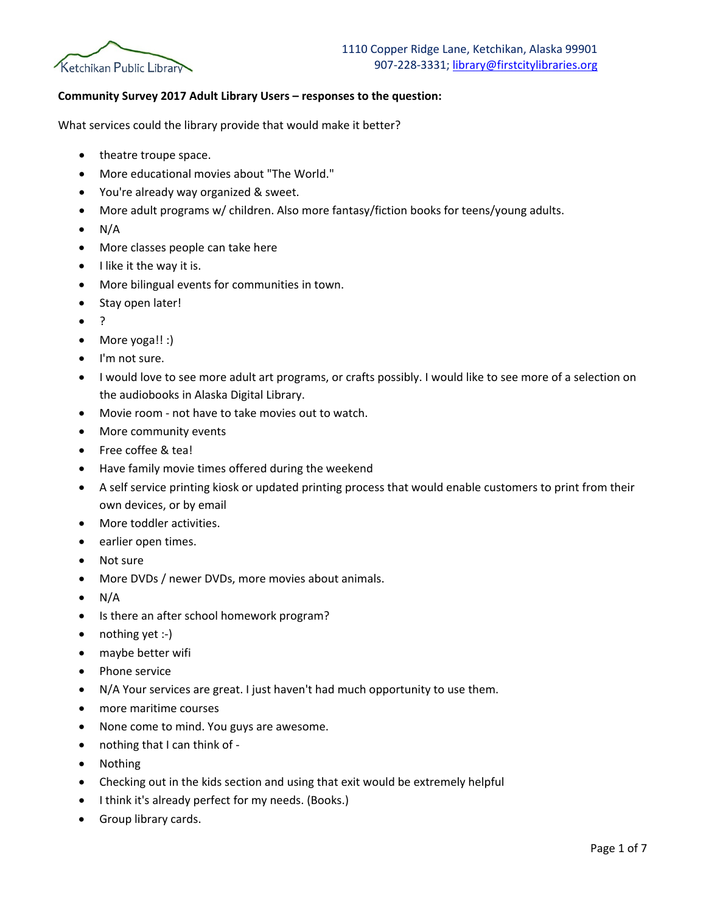Ketchikan Public Library

1110 Copper Ridge Lane, Ketchikan, Alaska 99901
907-228-3331; library@firstcitylibraries.org

**Community Survey 2017 Adult Library Users – responses to the question:**

What services could the library provide that would make it better?

- theatre troupe space.
- More educational movies about "The World."
- You're already way organized & sweet.
- More adult programs w/ children. Also more fantasy/fiction books for teens/young adults.
- N/A
- More classes people can take here
- I like it the way it is.
- More bilingual events for communities in town.
- Stay open later!
- ?
- More yoga!! :)
- I'm not sure.
- I would love to see more adult art programs, or crafts possibly. I would like to see more of a selection on the audiobooks in Alaska Digital Library.
- Movie room - not have to take movies out to watch.
- More community events
- Free coffee & tea!
- Have family movie times offered during the weekend
- A self service printing kiosk or updated printing process that would enable customers to print from their own devices, or by email
- More toddler activities.
- earlier open times.
- Not sure
- More DVDs / newer DVDs, more movies about animals.
- N/A
- Is there an after school homework program?
- nothing yet :-)
- maybe better wifi
- Phone service
- N/A Your services are great. I just haven't had much opportunity to use them.
- more maritime courses
- None come to mind. You guys are awesome.
- nothing that I can think of -
- Nothing
- Checking out in the kids section and using that exit would be extremely helpful
- I think it's already perfect for my needs. (Books.)
- Group library cards.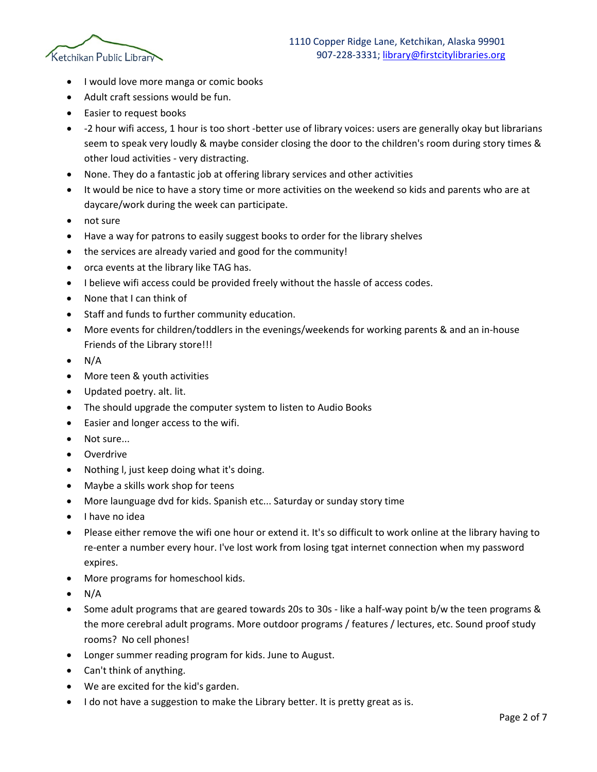- I would love more manga or comic books
- Adult craft sessions would be fun.
- Easier to request books
- -2 hour wifi access, 1 hour is too short -better use of library voices: users are generally okay but librarians seem to speak very loudly & maybe consider closing the door to the children's room during story times & other loud activities - very distracting.
- None. They do a fantastic job at offering library services and other activities
- It would be nice to have a story time or more activities on the weekend so kids and parents who are at daycare/work during the week can participate.
- not sure
- Have a way for patrons to easily suggest books to order for the library shelves
- the services are already varied and good for the community!
- orca events at the library like TAG has.
- I believe wifi access could be provided freely without the hassle of access codes.
- None that I can think of
- Staff and funds to further community education.
- More events for children/toddlers in the evenings/weekends for working parents & and an in-house Friends of the Library store!!!
- N/A
- More teen & youth activities
- Updated poetry. alt. lit.
- The should upgrade the computer system to listen to Audio Books
- Easier and longer access to the wifi.
- Not sure...
- Overdrive
- Nothing I, just keep doing what it's doing.
- Maybe a skills work shop for teens
- More launguage dvd for kids. Spanish etc... Saturday or sunday story time
- I have no idea
- Please either remove the wifi one hour or extend it. It's so difficult to work online at the library having to re-enter a number every hour. I've lost work from losing tgat internet connection when my password expires.
- More programs for homeschool kids.
- N/A
- Some adult programs that are geared towards 20s to 30s - like a half-way point b/w the teen programs & the more cerebral adult programs. More outdoor programs / features / lectures, etc. Sound proof study rooms? No cell phones!
- Longer summer reading program for kids. June to August.
- Can't think of anything.
- We are excited for the kid's garden.
- I do not have a suggestion to make the Library better. It is pretty great as is.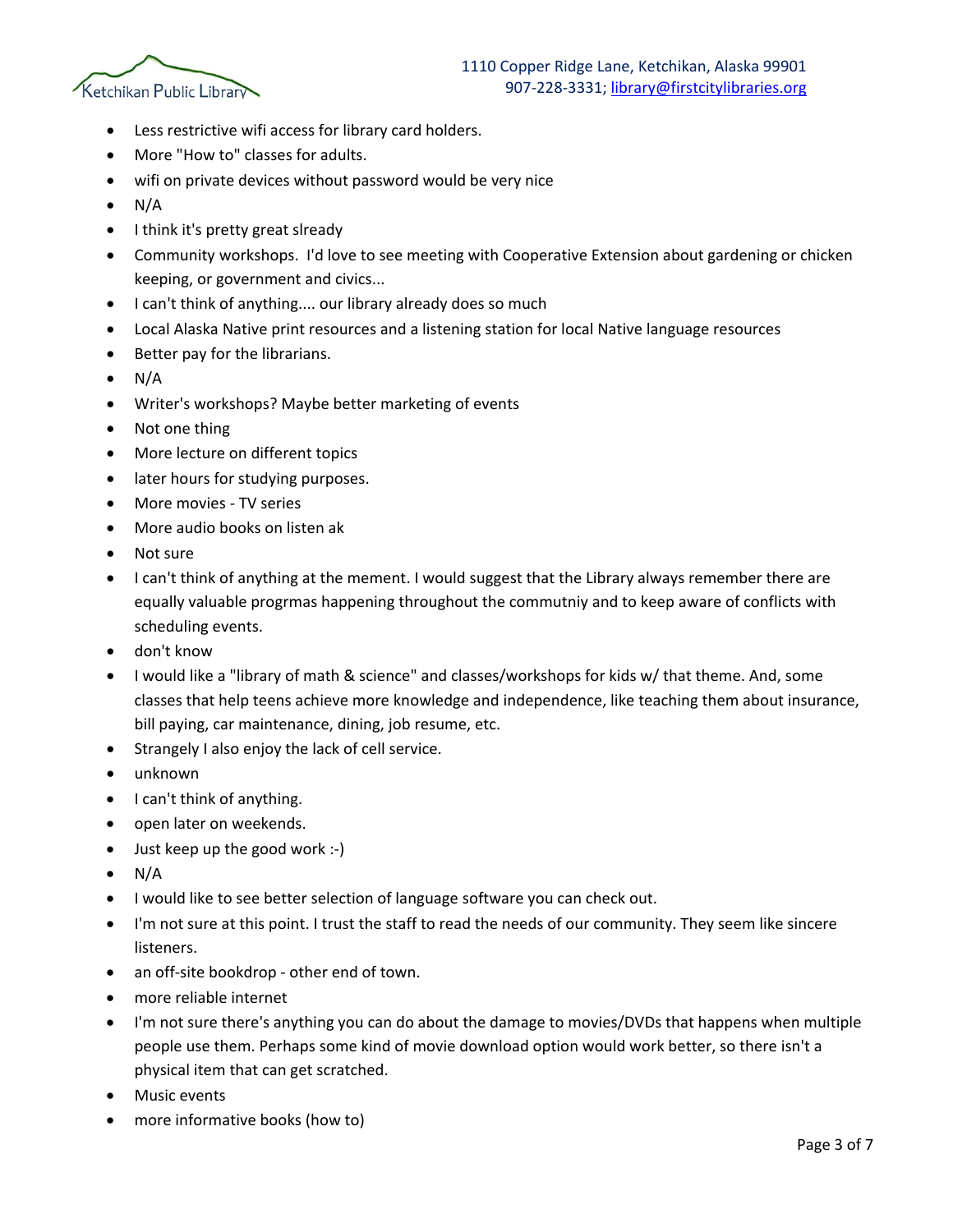- Less restrictive wifi access for library card holders.
- More "How to" classes for adults.
- wifi on private devices without password would be very nice
- N/A
- I think it's pretty great slready
- Community workshops. I'd love to see meeting with Cooperative Extension about gardening or chicken keeping, or government and civics...
- I can't think of anything.... our library already does so much
- Local Alaska Native print resources and a listening station for local Native language resources
- Better pay for the librarians.
- N/A
- Writer's workshops? Maybe better marketing of events
- Not one thing
- More lecture on different topics
- later hours for studying purposes.
- More movies - TV series
- More audio books on listen ak
- Not sure
- I can't think of anything at the mement. I would suggest that the Library always remember there are equally valuable progrmas happening throughout the commutniy and to keep aware of conflicts with scheduling events.
- don't know
- I would like a "library of math & science" and classes/workshops for kids w/ that theme. And, some classes that help teens achieve more knowledge and independence, like teaching them about insurance, bill paying, car maintenance, dining, job resume, etc.
- Strangely I also enjoy the lack of cell service.
- unknown
- I can't think of anything.
- open later on weekends.
- Just keep up the good work :-)
- N/A
- I would like to see better selection of language software you can check out.
- I'm not sure at this point. I trust the staff to read the needs of our community. They seem like sincere listeners.
- an off-site bookdrop - other end of town.
- more reliable internet
- I'm not sure there's anything you can do about the damage to movies/DVDs that happens when multiple people use them. Perhaps some kind of movie download option would work better, so there isn't a physical item that can get scratched.
- Music events
- more informative books (how to)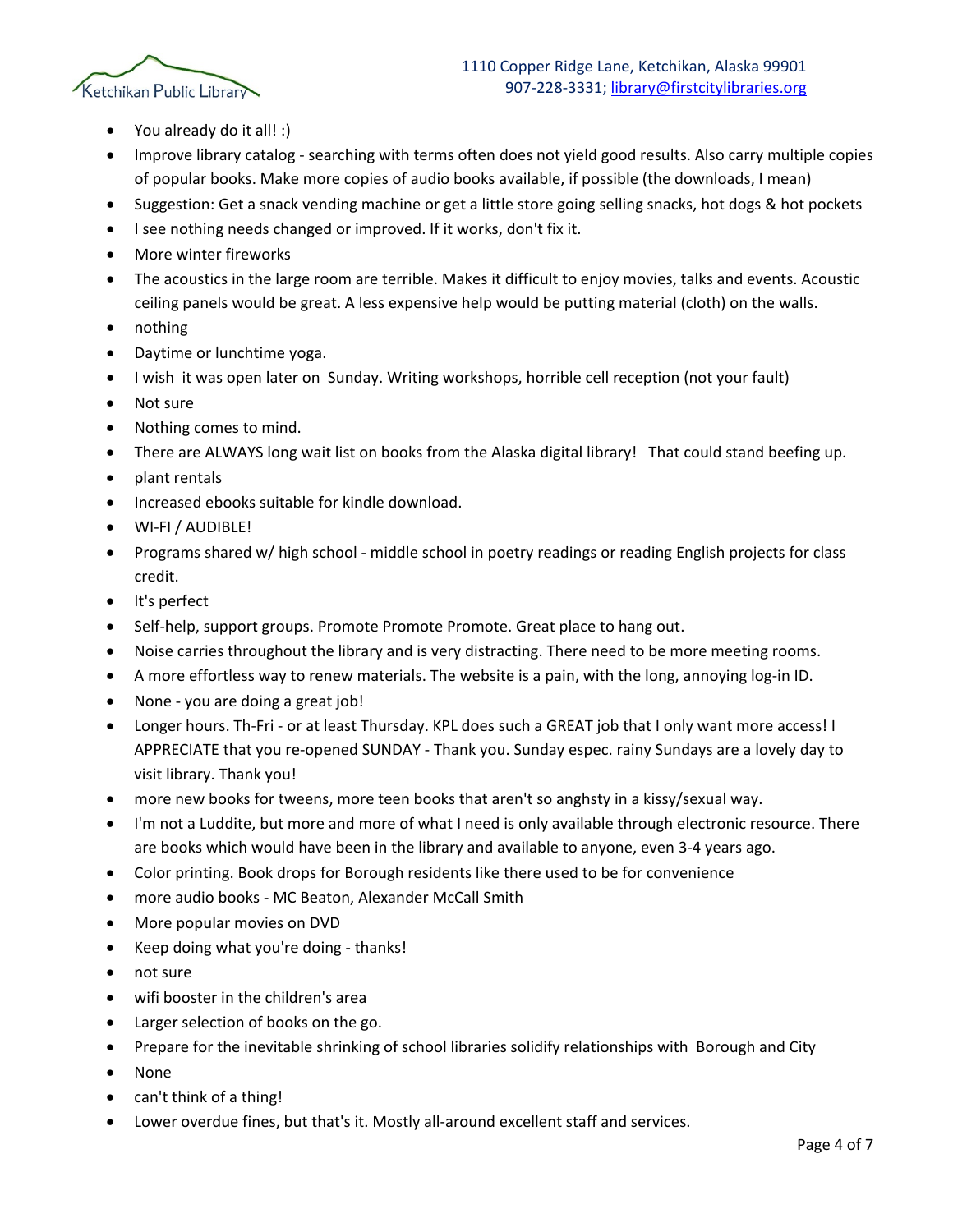- You already do it all! :)
- Improve library catalog - searching with terms often does not yield good results. Also carry multiple copies of popular books. Make more copies of audio books available, if possible (the downloads, I mean)
- Suggestion: Get a snack vending machine or get a little store going selling snacks, hot dogs & hot pockets
- I see nothing needs changed or improved. If it works, don't fix it.
- More winter fireworks
- The acoustics in the large room are terrible. Makes it difficult to enjoy movies, talks and events. Acoustic ceiling panels would be great. A less expensive help would be putting material (cloth) on the walls.
- nothing
- Daytime or lunchtime yoga.
- I wish it was open later on Sunday. Writing workshops, horrible cell reception (not your fault)
- Not sure
- Nothing comes to mind.
- There are ALWAYS long wait list on books from the Alaska digital library! That could stand beefing up.
- plant rentals
- Increased ebooks suitable for kindle download.
- WI-FI / AUDIBLE!
- Programs shared w/ high school - middle school in poetry readings or reading English projects for class credit.
- It's perfect
- Self-help, support groups. Promote Promote Promote. Great place to hang out.
- Noise carries throughout the library and is very distracting. There need to be more meeting rooms.
- A more effortless way to renew materials. The website is a pain, with the long, annoying log-in ID.
- None - you are doing a great job!
- Longer hours. Th-Fri - or at least Thursday. KPL does such a GREAT job that I only want more access! I APPRECIATE that you re-opened SUNDAY - Thank you. Sunday espec. rainy Sundays are a lovely day to visit library. Thank you!
- more new books for tweens, more teen books that aren't so anghsty in a kissy/sexual way.
- I'm not a Luddite, but more and more of what I need is only available through electronic resource. There are books which would have been in the library and available to anyone, even 3-4 years ago.
- Color printing. Book drops for Borough residents like there used to be for convenience
- more audio books - MC Beaton, Alexander McCall Smith
- More popular movies on DVD
- Keep doing what you're doing - thanks!
- not sure
- wifi booster in the children's area
- Larger selection of books on the go.
- Prepare for the inevitable shrinking of school libraries solidify relationships with Borough and City
- None
- can't think of a thing!
- Lower overdue fines, but that's it. Mostly all-around excellent staff and services.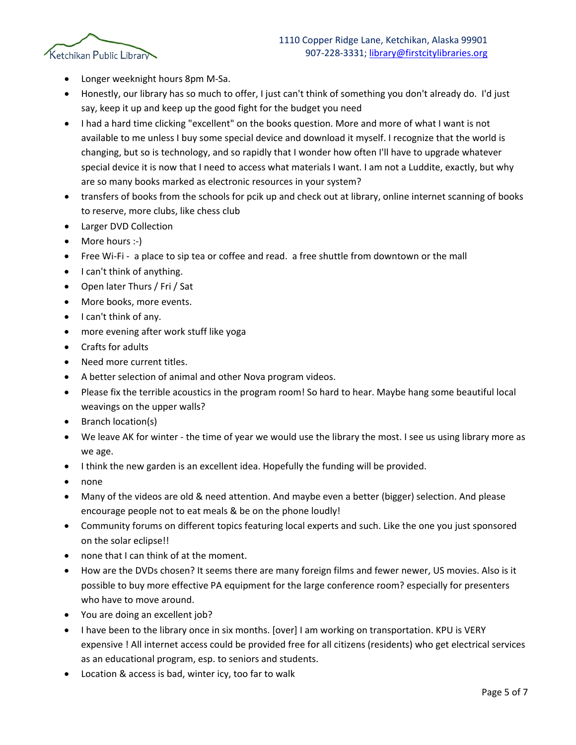- Longer weeknight hours 8pm M-Sa.
- Honestly, our library has so much to offer, I just can't think of something you don't already do. I'd just say, keep it up and keep up the good fight for the budget you need
- I had a hard time clicking "excellent" on the books question. More and more of what I want is not available to me unless I buy some special device and download it myself. I recognize that the world is changing, but so is technology, and so rapidly that I wonder how often I'll have to upgrade whatever special device it is now that I need to access what materials I want. I am not a Luddite, exactly, but why are so many books marked as electronic resources in your system?
- transfers of books from the schools for pcik up and check out at library, online internet scanning of books to reserve, more clubs, like chess club
- Larger DVD Collection
- More hours :-)
- Free Wi-Fi - a place to sip tea or coffee and read. a free shuttle from downtown or the mall
- I can't think of anything.
- Open later Thurs / Fri / Sat
- More books, more events.
- I can't think of any.
- more evening after work stuff like yoga
- Crafts for adults
- Need more current titles.
- A better selection of animal and other Nova program videos.
- Please fix the terrible acoustics in the program room! So hard to hear. Maybe hang some beautiful local weavings on the upper walls?
- Branch location(s)
- We leave AK for winter - the time of year we would use the library the most. I see us using library more as we age.
- I think the new garden is an excellent idea. Hopefully the funding will be provided.
- none
- Many of the videos are old & need attention. And maybe even a better (bigger) selection. And please encourage people not to eat meals & be on the phone loudly!
- Community forums on different topics featuring local experts and such. Like the one you just sponsored on the solar eclipse!!
- none that I can think of at the moment.
- How are the DVDs chosen? It seems there are many foreign films and fewer newer, US movies. Also is it possible to buy more effective PA equipment for the large conference room? especially for presenters who have to move around.
- You are doing an excellent job?
- I have been to the library once in six months. [over] I am working on transportation. KPU is VERY expensive ! All internet access could be provided free for all citizens (residents) who get electrical services as an educational program, esp. to seniors and students.
- Location & access is bad, winter icy, too far to walk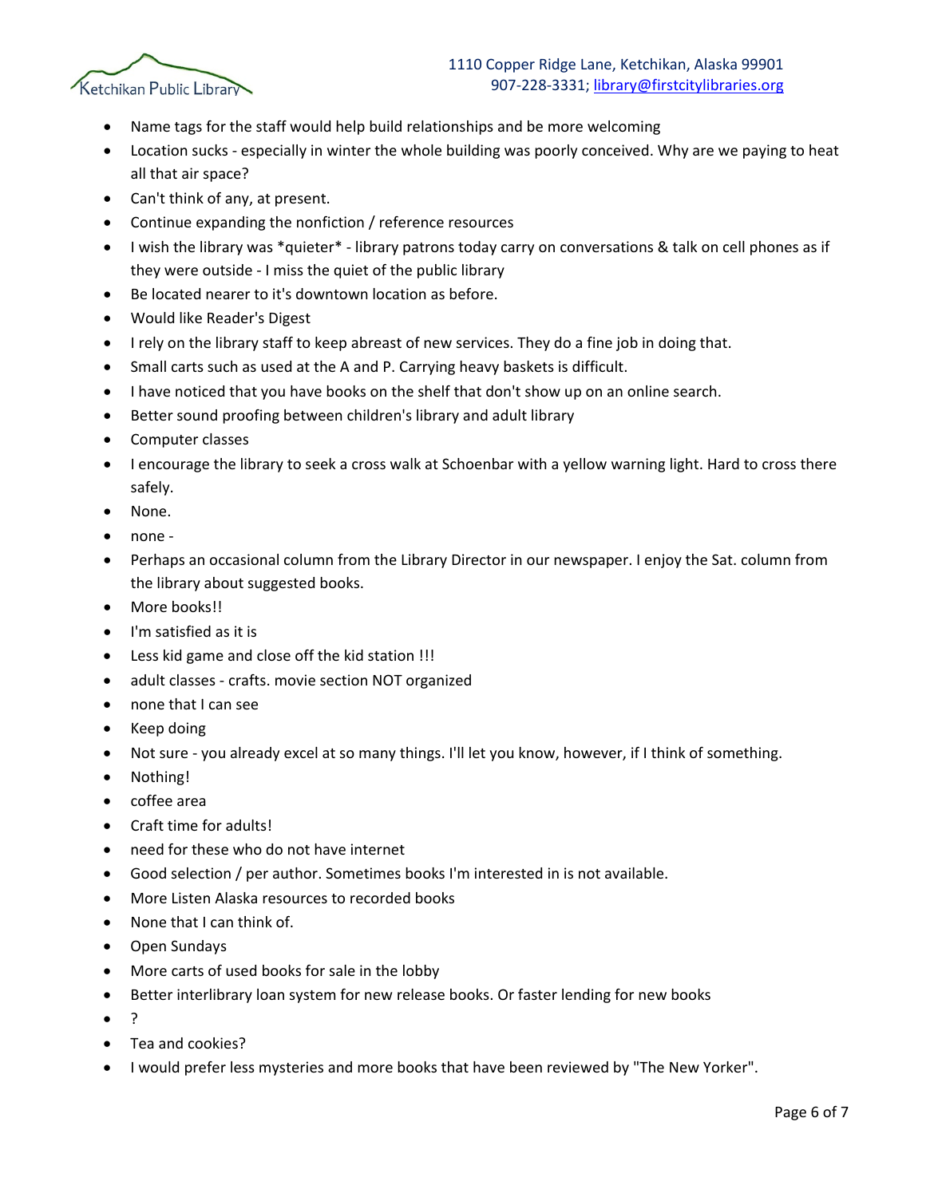- Name tags for the staff would help build relationships and be more welcoming
- Location sucks - especially in winter the whole building was poorly conceived. Why are we paying to heat all that air space?
- Can't think of any, at present.
- Continue expanding the nonfiction / reference resources
- I wish the library was *quieter* - library patrons today carry on conversations & talk on cell phones as if they were outside - I miss the quiet of the public library
- Be located nearer to it's downtown location as before.
- Would like Reader's Digest
- I rely on the library staff to keep abreast of new services. They do a fine job in doing that.
- Small carts such as used at the A and P. Carrying heavy baskets is difficult.
- I have noticed that you have books on the shelf that don't show up on an online search.
- Better sound proofing between children's library and adult library
- Computer classes
- I encourage the library to seek a cross walk at Schoenbar with a yellow warning light. Hard to cross there safely.
- None.
- none -
- Perhaps an occasional column from the Library Director in our newspaper. I enjoy the Sat. column from the library about suggested books.
- More books!!
- I'm satisfied as it is
- Less kid game and close off the kid station !!!
- adult classes - crafts. movie section NOT organized
- none that I can see
- Keep doing
- Not sure - you already excel at so many things. I'll let you know, however, if I think of something.
- Nothing!
- coffee area
- Craft time for adults!
- need for these who do not have internet
- Good selection / per author. Sometimes books I'm interested in is not available.
- More Listen Alaska resources to recorded books
- None that I can think of.
- Open Sundays
- More carts of used books for sale in the lobby
- Better interlibrary loan system for new release books. Or faster lending for new books
- ?
- Tea and cookies?
- I would prefer less mysteries and more books that have been reviewed by "The New Yorker".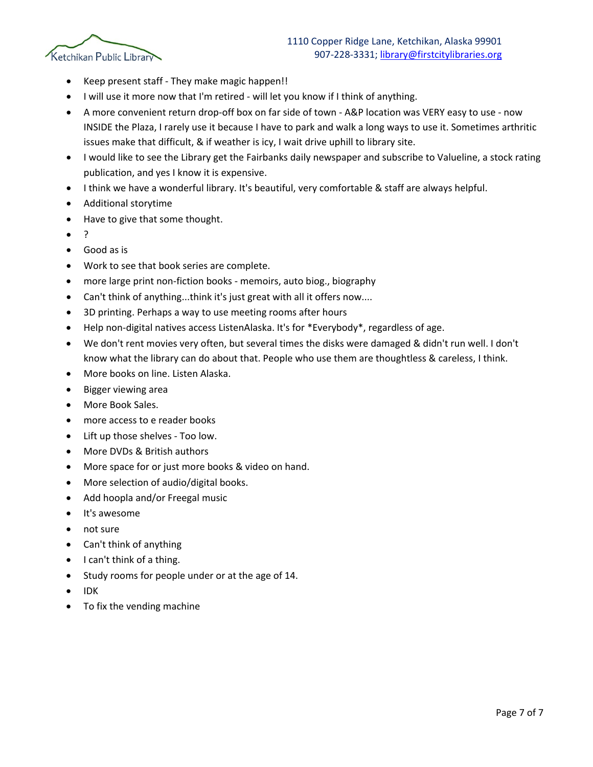- Keep present staff - They make magic happen!!
- I will use it more now that I'm retired - will let you know if I think of anything.
- A more convenient return drop-off box on far side of town - A&P location was VERY easy to use - now INSIDE the Plaza, I rarely use it because I have to park and walk a long ways to use it. Sometimes arthritic issues make that difficult, & if weather is icy, I wait drive uphill to library site.
- I would like to see the Library get the Fairbanks daily newspaper and subscribe to Valueline, a stock rating publication, and yes I know it is expensive.
- I think we have a wonderful library. It's beautiful, very comfortable & staff are always helpful.
- Additional storytime
- Have to give that some thought.
- ?
- Good as is
- Work to see that book series are complete.
- more large print non-fiction books - memoirs, auto biog., biography
- Can't think of anything...think it's just great with all it offers now....
- 3D printing. Perhaps a way to use meeting rooms after hours
- Help non-digital natives access ListenAlaska. It's for *Everybody*, regardless of age.
- We don't rent movies very often, but several times the disks were damaged & didn't run well. I don't know what the library can do about that. People who use them are thoughtless & careless, I think.
- More books on line. Listen Alaska.
- Bigger viewing area
- More Book Sales.
- more access to e reader books
- Lift up those shelves - Too low.
- More DVDs & British authors
- More space for or just more books & video on hand.
- More selection of audio/digital books.
- Add hoopla and/or Freegal music
- It's awesome
- not sure
- Can't think of anything
- I can't think of a thing.
- Study rooms for people under or at the age of 14.
- IDK
- To fix the vending machine